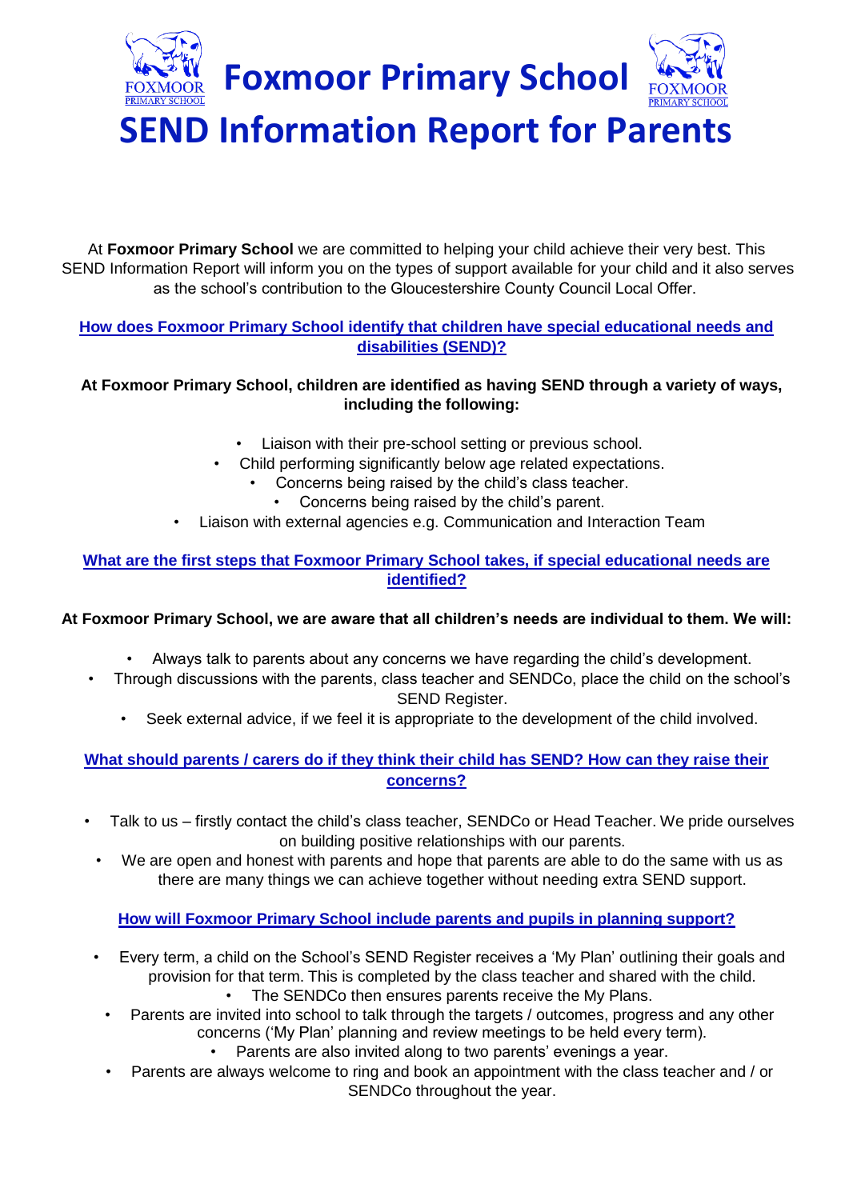# Foxmoor Primary School

# SEND Information Report for Parents

At **Foxmoor Primary School** we are committed to helping your child achieve their very best. This SEND Information Report will inform you on the types of support available for your child and it also serves as the school's contribution to the Gloucestershire County Council Local Offer.

## How does Foxmoor Primary School identify that children have special educational needs and disabilities (SEND)?

**At Foxmoor Primary School, children are identified as having SEND through a variety of ways, including the following:**

- Liaison with their pre-school setting or previous school.
- Child performing significantly below age related expectations.
- Concerns being raised by the child's class teacher.
- Concerns being raised by the child's parent.
- Liaison with external agencies e.g. Communication and Interaction Team

## What are the first steps that Foxmoor Primary School takes, if special educational needs are identified?

**At Foxmoor Primary School, we are aware that all children's needs are individual to them. We will:**

- Always talk to parents about any concerns we have regarding the child's development.
- Through discussions with the parents, class teacher and SENDCo, place the child on the school's SEND Register.
- Seek external advice, if we feel it is appropriate to the development of the child involved.

## What should parents / carers do if they think their child has SEND? How can they raise their concerns?

- Talk to us – firstly contact the child's class teacher, SENDCo or Head Teacher. We pride ourselves on building positive relationships with our parents.
- We are open and honest with parents and hope that parents are able to do the same with us as there are many things we can achieve together without needing extra SEND support.

## How will Foxmoor Primary School include parents and pupils in planning support?

- Every term, a child on the School's SEND Register receives a 'My Plan' outlining their goals and provision for that term. This is completed by the class teacher and shared with the child.
- The SENDCo then ensures parents receive the My Plans.
- Parents are invited into school to talk through the targets / outcomes, progress and any other concerns ('My Plan' planning and review meetings to be held every term).
- Parents are also invited along to two parents' evenings a year.
- Parents are always welcome to ring and book an appointment with the class teacher and / or SENDCo throughout the year.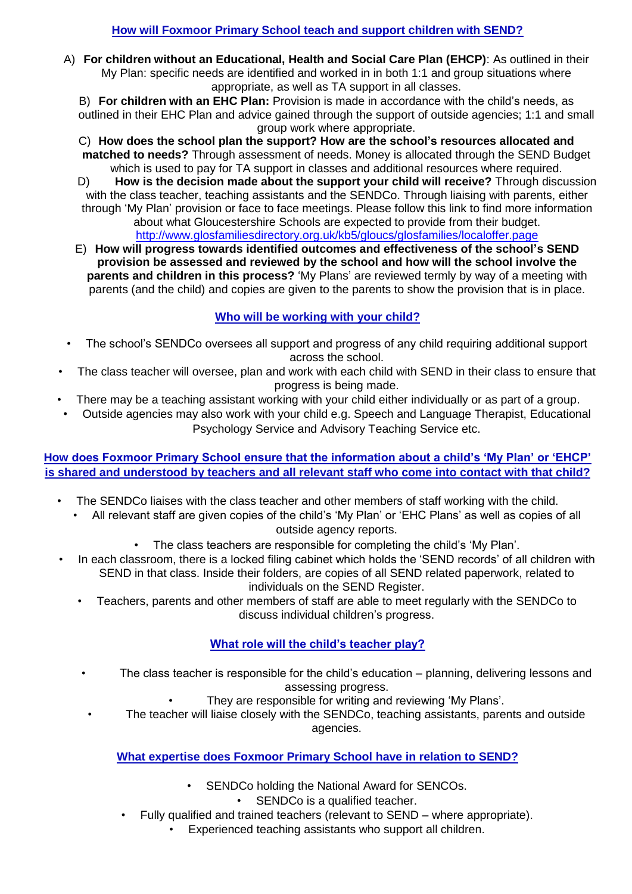## How will Foxmoor Primary School teach and support children with SEND?

A) **For children without an Educational, Health and Social Care Plan (EHCP)**: As outlined in their My Plan: specific needs are identified and worked in in both 1:1 and group situations where appropriate, as well as TA support in all classes.

B) **For children with an EHC Plan:** Provision is made in accordance with the child's needs, as outlined in their EHC Plan and advice gained through the support of outside agencies; 1:1 and small group work where appropriate.

C) **How does the school plan the support? How are the school's resources allocated and matched to needs?** Through assessment of needs. Money is allocated through the SEND Budget which is used to pay for TA support in classes and additional resources where required.

D) **How is the decision made about the support your child will receive?** Through discussion with the class teacher, teaching assistants and the SENDCo. Through liaising with parents, either through 'My Plan' provision or face to face meetings. Please follow this link to find more information about what Gloucestershire Schools are expected to provide from their budget. http://www.glosfamiliesdirectory.org.uk/kb5/gloucs/glosfamilies/localoffer.page

E) **How will progress towards identified outcomes and effectiveness of the school's SEND provision be assessed and reviewed by the school and how will the school involve the parents and children in this process?** 'My Plans' are reviewed termly by way of a meeting with parents (and the child) and copies are given to the parents to show the provision that is in place.

## Who will be working with your child?

- The school's SENDCo oversees all support and progress of any child requiring additional support across the school.
- The class teacher will oversee, plan and work with each child with SEND in their class to ensure that progress is being made.
- There may be a teaching assistant working with your child either individually or as part of a group.
- Outside agencies may also work with your child e.g. Speech and Language Therapist, Educational Psychology Service and Advisory Teaching Service etc.

## How does Foxmoor Primary School ensure that the information about a child's 'My Plan' or 'EHCP' is shared and understood by teachers and all relevant staff who come into contact with that child?

- The SENDCo liaises with the class teacher and other members of staff working with the child.
- All relevant staff are given copies of the child's 'My Plan' or 'EHC Plans' as well as copies of all outside agency reports.
- The class teachers are responsible for completing the child's 'My Plan'.
- In each classroom, there is a locked filing cabinet which holds the 'SEND records' of all children with SEND in that class. Inside their folders, are copies of all SEND related paperwork, related to individuals on the SEND Register.
- Teachers, parents and other members of staff are able to meet regularly with the SENDCo to discuss individual children's progress.

## What role will the child's teacher play?

- The class teacher is responsible for the child's education – planning, delivering lessons and assessing progress.
- They are responsible for writing and reviewing 'My Plans'.
- The teacher will liaise closely with the SENDCo, teaching assistants, parents and outside agencies.

## What expertise does Foxmoor Primary School have in relation to SEND?

- SENDCo holding the National Award for SENCOs.
- SENDCo is a qualified teacher.
- Fully qualified and trained teachers (relevant to SEND – where appropriate).
- Experienced teaching assistants who support all children.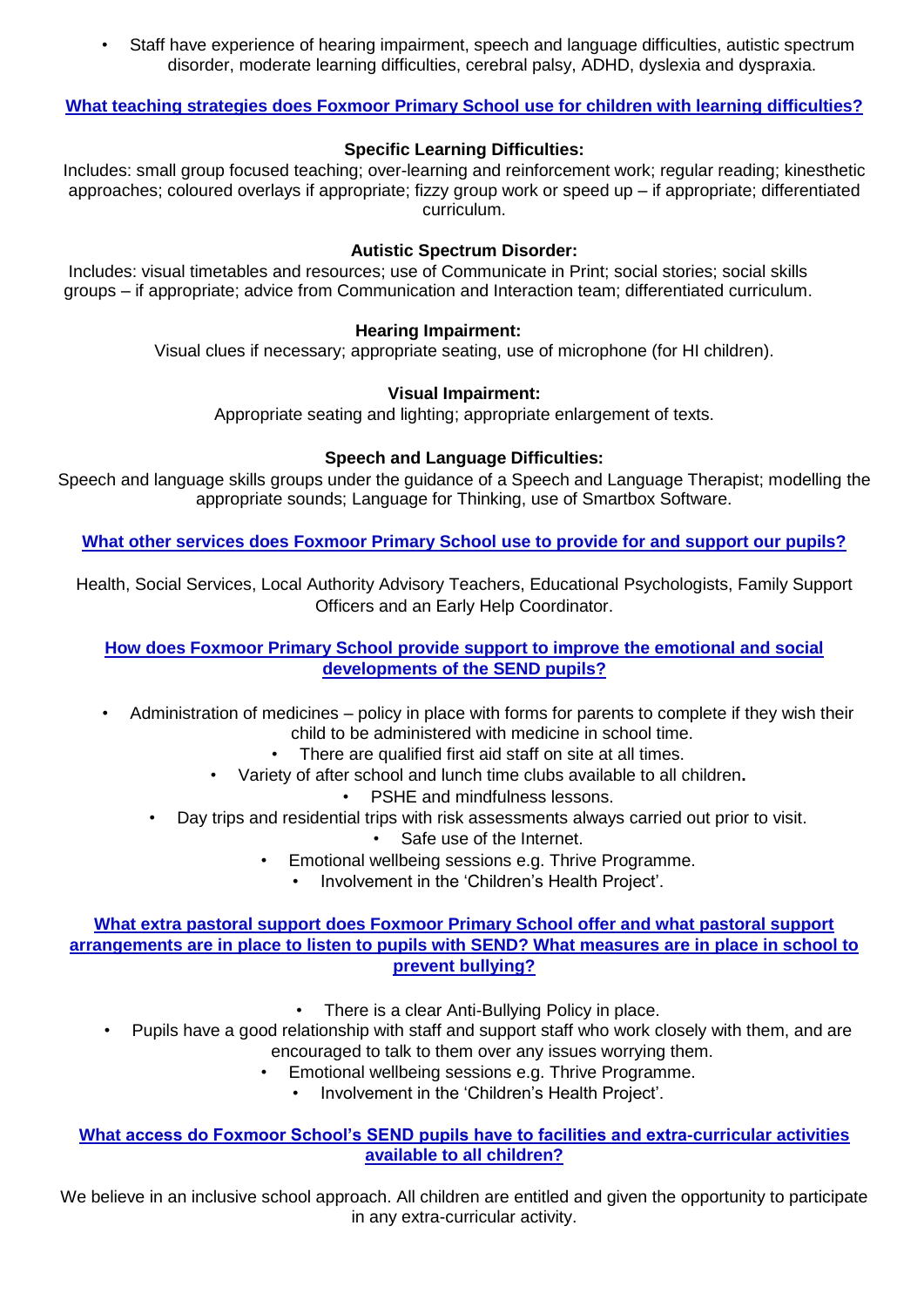- Staff have experience of hearing impairment, speech and language difficulties, autistic spectrum disorder, moderate learning difficulties, cerebral palsy, ADHD, dyslexia and dyspraxia.

## What teaching strategies does Foxmoor Primary School use for children with learning difficulties?

**Specific Learning Difficulties:**

Includes: small group focused teaching; over-learning and reinforcement work; regular reading; kinesthetic approaches; coloured overlays if appropriate; fizzy group work or speed up – if appropriate; differentiated curriculum.

**Autistic Spectrum Disorder:**

Includes: visual timetables and resources; use of Communicate in Print; social stories; social skills groups – if appropriate; advice from Communication and Interaction team; differentiated curriculum.

**Hearing Impairment:**

Visual clues if necessary; appropriate seating, use of microphone (for HI children).

**Visual Impairment:**

Appropriate seating and lighting; appropriate enlargement of texts.

**Speech and Language Difficulties:**

Speech and language skills groups under the guidance of a Speech and Language Therapist; modelling the appropriate sounds; Language for Thinking, use of Smartbox Software.

## What other services does Foxmoor Primary School use to provide for and support our pupils?

Health, Social Services, Local Authority Advisory Teachers, Educational Psychologists, Family Support Officers and an Early Help Coordinator.

## How does Foxmoor Primary School provide support to improve the emotional and social developments of the SEND pupils?

- Administration of medicines – policy in place with forms for parents to complete if they wish their child to be administered with medicine in school time.
- There are qualified first aid staff on site at all times.
- Variety of after school and lunch time clubs available to all children**.**
- PSHE and mindfulness lessons.
- Day trips and residential trips with risk assessments always carried out prior to visit.
- Safe use of the Internet.
- Emotional wellbeing sessions e.g. Thrive Programme.
- Involvement in the 'Children's Health Project'.

## What extra pastoral support does Foxmoor Primary School offer and what pastoral support arrangements are in place to listen to pupils with SEND? What measures are in place in school to prevent bullying?

- There is a clear Anti-Bullying Policy in place.
- Pupils have a good relationship with staff and support staff who work closely with them, and are encouraged to talk to them over any issues worrying them.
- Emotional wellbeing sessions e.g. Thrive Programme.
- Involvement in the 'Children's Health Project'.

## What access do Foxmoor School's SEND pupils have to facilities and extra-curricular activities available to all children?

We believe in an inclusive school approach. All children are entitled and given the opportunity to participate in any extra-curricular activity.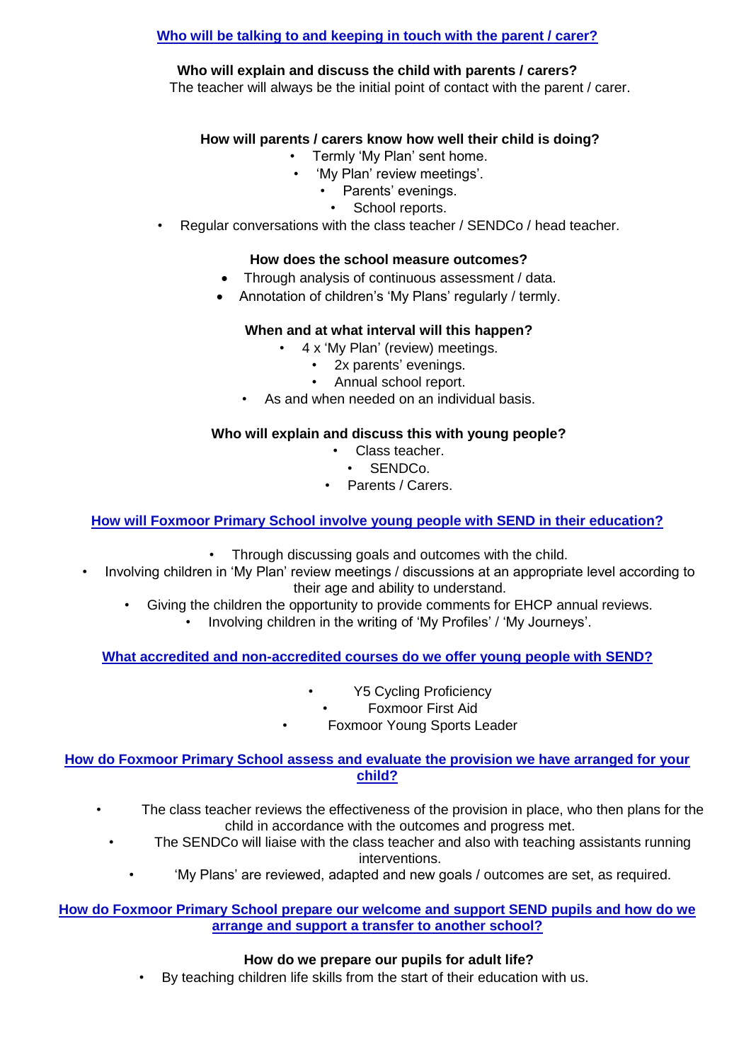## Who will be talking to and keeping in touch with the parent / carer?

**Who will explain and discuss the child with parents / carers?**

The teacher will always be the initial point of contact with the parent / carer.

**How will parents / carers know how well their child is doing?**

- Termly 'My Plan' sent home.
- 'My Plan' review meetings'.
- Parents' evenings.
- School reports.
- Regular conversations with the class teacher / SENDCo / head teacher.

**How does the school measure outcomes?**

- Through analysis of continuous assessment / data.
- Annotation of children's 'My Plans' regularly / termly.

**When and at what interval will this happen?**

- 4 x 'My Plan' (review) meetings.
- 2x parents' evenings.
- Annual school report.
- As and when needed on an individual basis.

**Who will explain and discuss this with young people?**

- Class teacher.
- SENDCo.
- Parents / Carers.

## How will Foxmoor Primary School involve young people with SEND in their education?

- Through discussing goals and outcomes with the child.
- Involving children in 'My Plan' review meetings / discussions at an appropriate level according to their age and ability to understand.
- Giving the children the opportunity to provide comments for EHCP annual reviews.
- Involving children in the writing of 'My Profiles' / 'My Journeys'.

## What accredited and non-accredited courses do we offer young people with SEND?

- Y5 Cycling Proficiency
- Foxmoor First Aid
- Foxmoor Young Sports Leader

## How do Foxmoor Primary School assess and evaluate the provision we have arranged for your child?

- The class teacher reviews the effectiveness of the provision in place, who then plans for the child in accordance with the outcomes and progress met.
- The SENDCo will liaise with the class teacher and also with teaching assistants running interventions.
- 'My Plans' are reviewed, adapted and new goals / outcomes are set, as required.

## How do Foxmoor Primary School prepare our welcome and support SEND pupils and how do we arrange and support a transfer to another school?

**How do we prepare our pupils for adult life?**

- By teaching children life skills from the start of their education with us.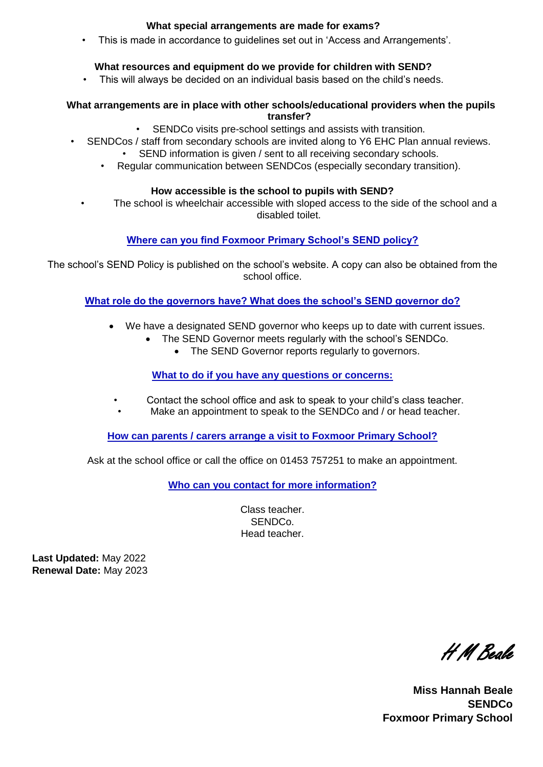**What special arrangements are made for exams?**

- This is made in accordance to guidelines set out in 'Access and Arrangements'.

**What resources and equipment do we provide for children with SEND?**

- This will always be decided on an individual basis based on the child's needs.

**What arrangements are in place with other schools/educational providers when the pupils transfer?**

- SENDCo visits pre-school settings and assists with transition.
- SENDCos / staff from secondary schools are invited along to Y6 EHC Plan annual reviews.
- SEND information is given / sent to all receiving secondary schools.
- Regular communication between SENDCos (especially secondary transition).

**How accessible is the school to pupils with SEND?**

- The school is wheelchair accessible with sloped access to the side of the school and a disabled toilet.

**Where can you find Foxmoor Primary School's SEND policy?**

The school's SEND Policy is published on the school's website. A copy can also be obtained from the school office.

**What role do the governors have? What does the school's SEND governor do?**

- We have a designated SEND governor who keeps up to date with current issues.
- The SEND Governor meets regularly with the school's SENDCo.
- The SEND Governor reports regularly to governors.

**What to do if you have any questions or concerns:**

- Contact the school office and ask to speak to your child's class teacher.
- Make an appointment to speak to the SENDCo and / or head teacher.

**How can parents / carers arrange a visit to Foxmoor Primary School?**

Ask at the school office or call the office on 01453 757251 to make an appointment.

**Who can you contact for more information?**

Class teacher.
SENDCo.
Head teacher.

**Last Updated:** May 2022
**Renewal Date:** May 2023

H M Beale

**Miss Hannah Beale**
**SENDCo**
**Foxmoor Primary School**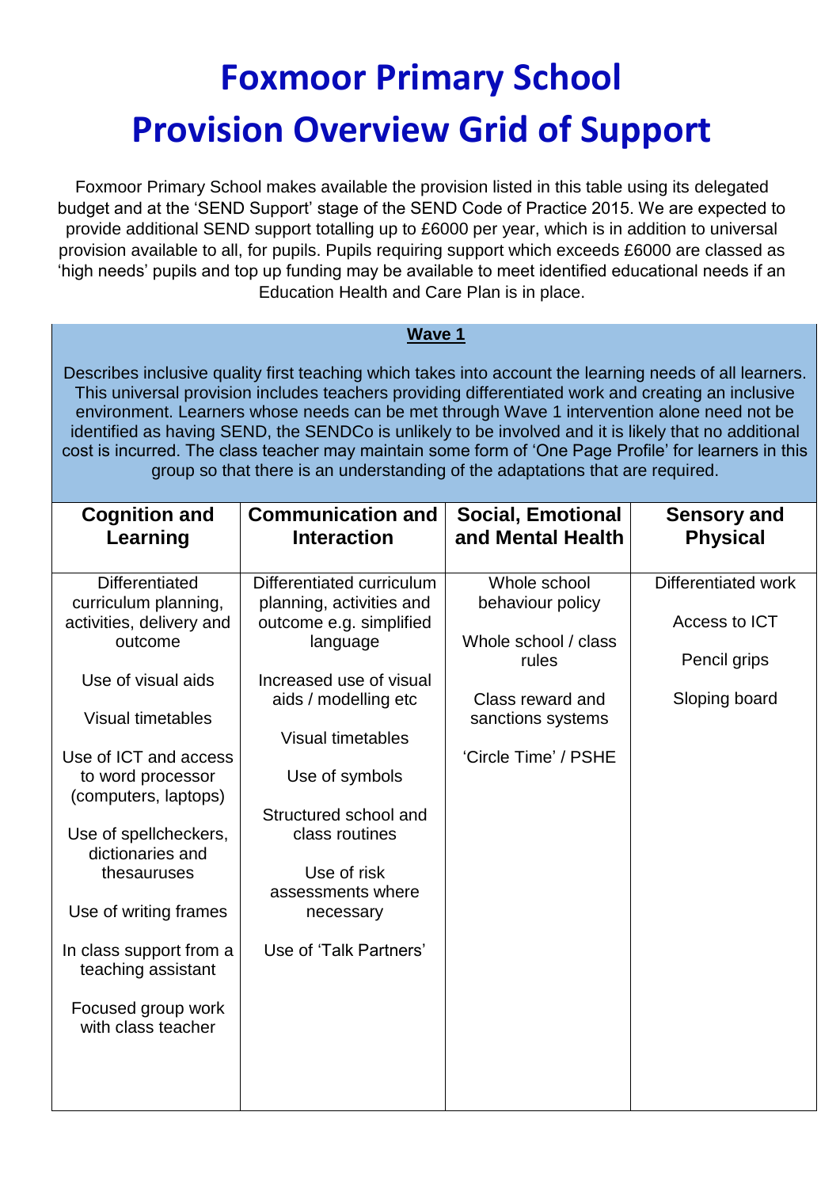# Foxmoor Primary School
# Provision Overview Grid of Support

Foxmoor Primary School makes available the provision listed in this table using its delegated budget and at the 'SEND Support' stage of the SEND Code of Practice 2015. We are expected to provide additional SEND support totalling up to £6000 per year, which is in addition to universal provision available to all, for pupils. Pupils requiring support which exceeds £6000 are classed as 'high needs' pupils and top up funding may be available to meet identified educational needs if an Education Health and Care Plan is in place.

## Wave 1

Describes inclusive quality first teaching which takes into account the learning needs of all learners. This universal provision includes teachers providing differentiated work and creating an inclusive environment. Learners whose needs can be met through Wave 1 intervention alone need not be identified as having SEND, the SENDCo is unlikely to be involved and it is likely that no additional cost is incurred. The class teacher may maintain some form of 'One Page Profile' for learners in this group so that there is an understanding of the adaptations that are required.

| Cognition and Learning | Communication and Interaction | Social, Emotional and Mental Health | Sensory and Physical |
|---|---|---|---|
| Differentiated curriculum planning, activities, delivery and outcome<br><br>Use of visual aids<br><br>Visual timetables<br><br>Use of ICT and access to word processor (computers, laptops)<br><br>Use of spellcheckers, dictionaries and thesauruses<br><br>Use of writing frames<br><br>In class support from a teaching assistant<br><br>Focused group work with class teacher | Differentiated curriculum planning, activities and outcome e.g. simplified language<br><br>Increased use of visual aids / modelling etc<br><br>Visual timetables<br><br>Use of symbols<br><br>Structured school and class routines<br><br>Use of risk assessments where necessary<br><br>Use of 'Talk Partners' | Whole school behaviour policy<br><br>Whole school / class rules<br><br>Class reward and sanctions systems<br><br>'Circle Time' / PSHE | Differentiated work<br><br>Access to ICT<br><br>Pencil grips<br><br>Sloping board |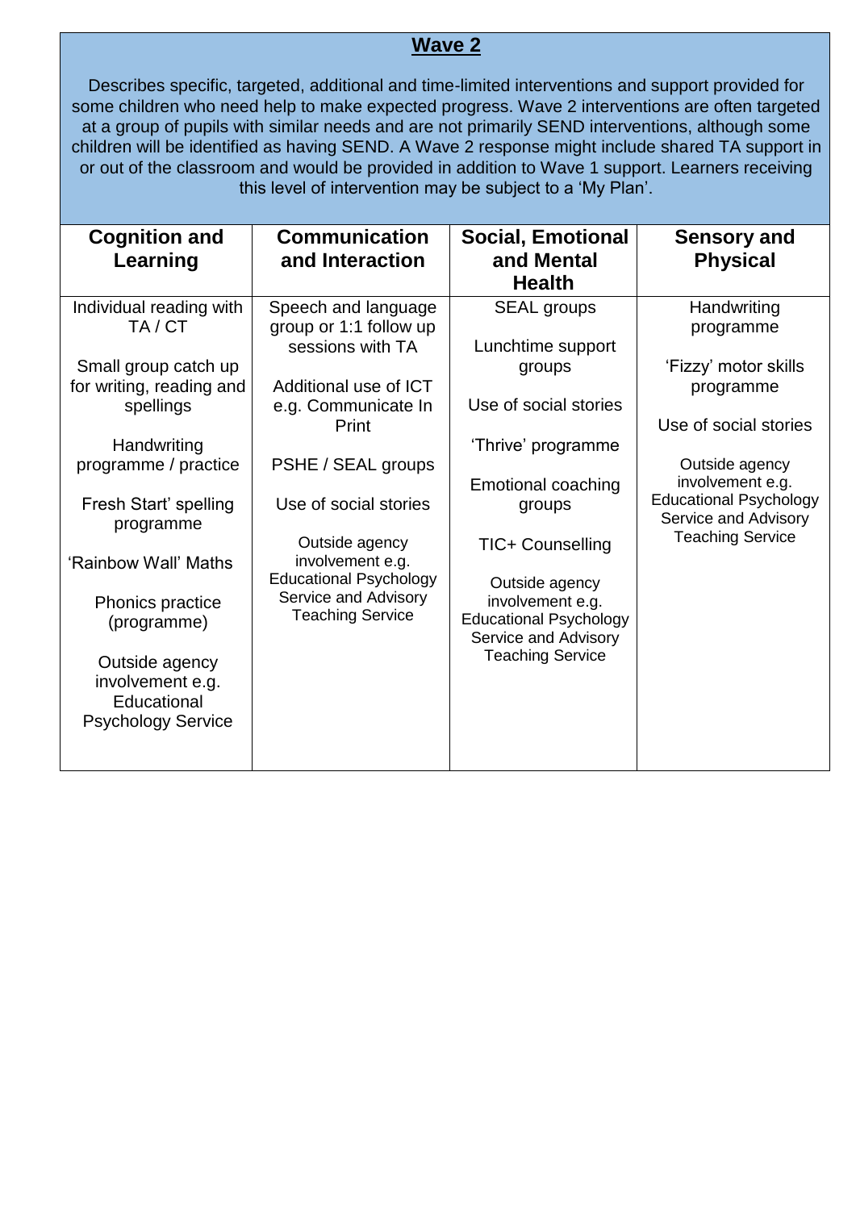## Wave 2

Describes specific, targeted, additional and time-limited interventions and support provided for some children who need help to make expected progress. Wave 2 interventions are often targeted at a group of pupils with similar needs and are not primarily SEND interventions, although some children will be identified as having SEND. A Wave 2 response might include shared TA support in or out of the classroom and would be provided in addition to Wave 1 support. Learners receiving this level of intervention may be subject to a 'My Plan'.

| Cognition and Learning | Communication and Interaction | Social, Emotional and Mental Health | Sensory and Physical |
|---|---|---|---|
| Individual reading with TA / CT<br><br>Small group catch up for writing, reading and spellings<br><br>Handwriting programme / practice<br><br>Fresh Start' spelling programme<br><br>'Rainbow Wall' Maths<br><br>Phonics practice (programme)<br><br>Outside agency involvement e.g. Educational Psychology Service | Speech and language group or 1:1 follow up sessions with TA<br><br>Additional use of ICT e.g. Communicate In Print<br><br>PSHE / SEAL groups<br><br>Use of social stories<br><br>Outside agency involvement e.g. Educational Psychology Service and Advisory Teaching Service | SEAL groups<br><br>Lunchtime support groups<br><br>Use of social stories<br><br>'Thrive' programme<br><br>Emotional coaching groups<br><br>TIC+ Counselling<br><br>Outside agency involvement e.g. Educational Psychology Service and Advisory Teaching Service | Handwriting programme<br><br>'Fizzy' motor skills programme<br><br>Use of social stories<br><br>Outside agency involvement e.g. Educational Psychology Service and Advisory Teaching Service |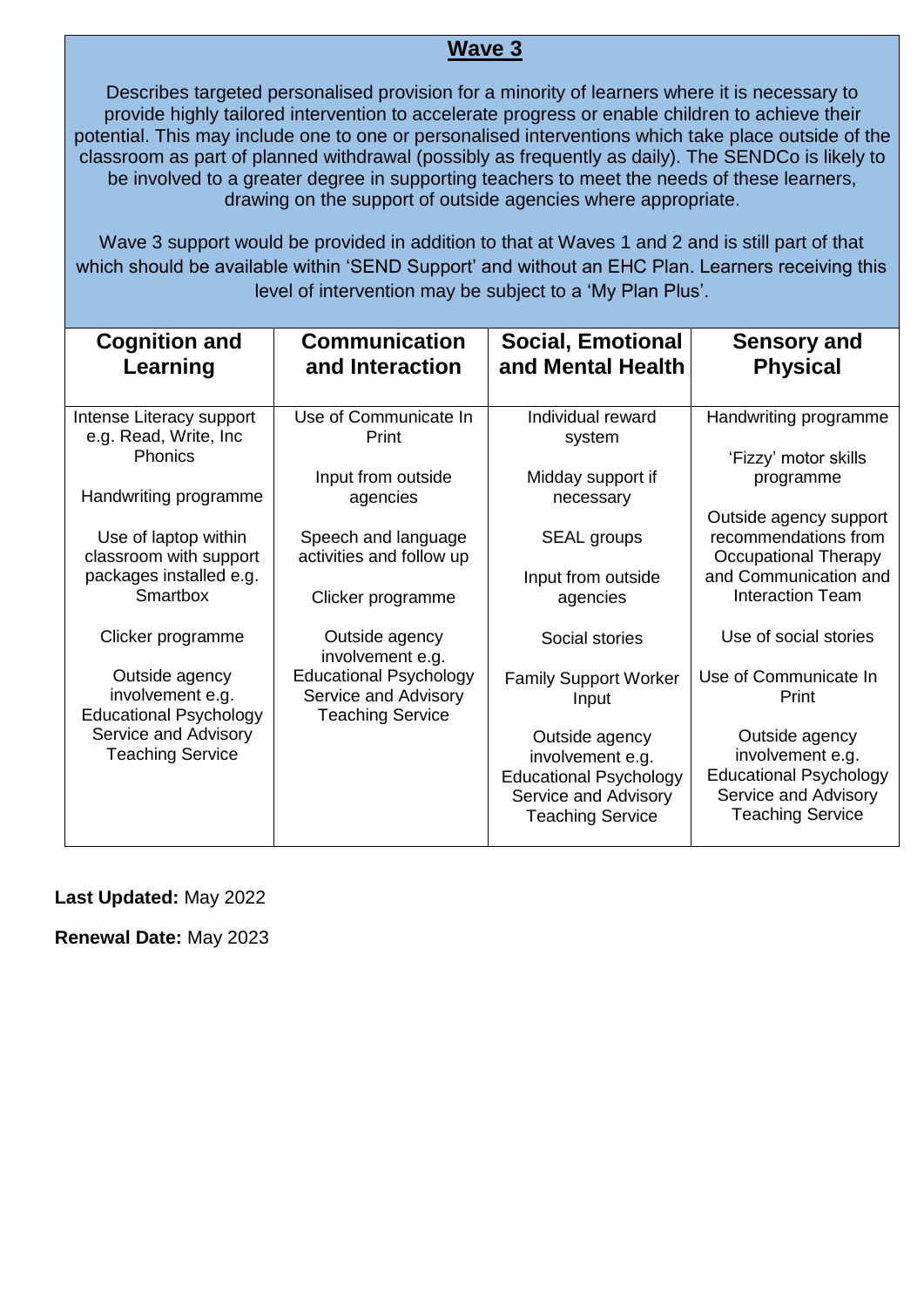## Wave 3

Describes targeted personalised provision for a minority of learners where it is necessary to provide highly tailored intervention to accelerate progress or enable children to achieve their potential. This may include one to one or personalised interventions which take place outside of the classroom as part of planned withdrawal (possibly as frequently as daily). The SENDCo is likely to be involved to a greater degree in supporting teachers to meet the needs of these learners, drawing on the support of outside agencies where appropriate.

Wave 3 support would be provided in addition to that at Waves 1 and 2 and is still part of that which should be available within 'SEND Support' and without an EHC Plan. Learners receiving this level of intervention may be subject to a 'My Plan Plus'.

| Cognition and Learning | Communication and Interaction | Social, Emotional and Mental Health | Sensory and Physical |
|---|---|---|---|
| Intense Literacy support e.g. Read, Write, Inc Phonics<br><br>Handwriting programme<br><br>Use of laptop within classroom with support packages installed e.g. Smartbox<br><br>Clicker programme<br><br>Outside agency involvement e.g. Educational Psychology Service and Advisory Teaching Service | Use of Communicate In Print<br><br>Input from outside agencies<br><br>Speech and language activities and follow up<br><br>Clicker programme<br><br>Outside agency involvement e.g. Educational Psychology Service and Advisory Teaching Service | Individual reward system<br><br>Midday support if necessary<br><br>SEAL groups<br><br>Input from outside agencies<br><br>Social stories<br><br>Family Support Worker Input<br><br>Outside agency involvement e.g. Educational Psychology Service and Advisory Teaching Service | Handwriting programme<br><br>'Fizzy' motor skills programme<br><br>Outside agency support recommendations from Occupational Therapy and Communication and Interaction Team<br><br>Use of social stories<br><br>Use of Communicate In Print<br><br>Outside agency involvement e.g. Educational Psychology Service and Advisory Teaching Service |

**Last Updated:** May 2022

**Renewal Date:** May 2023